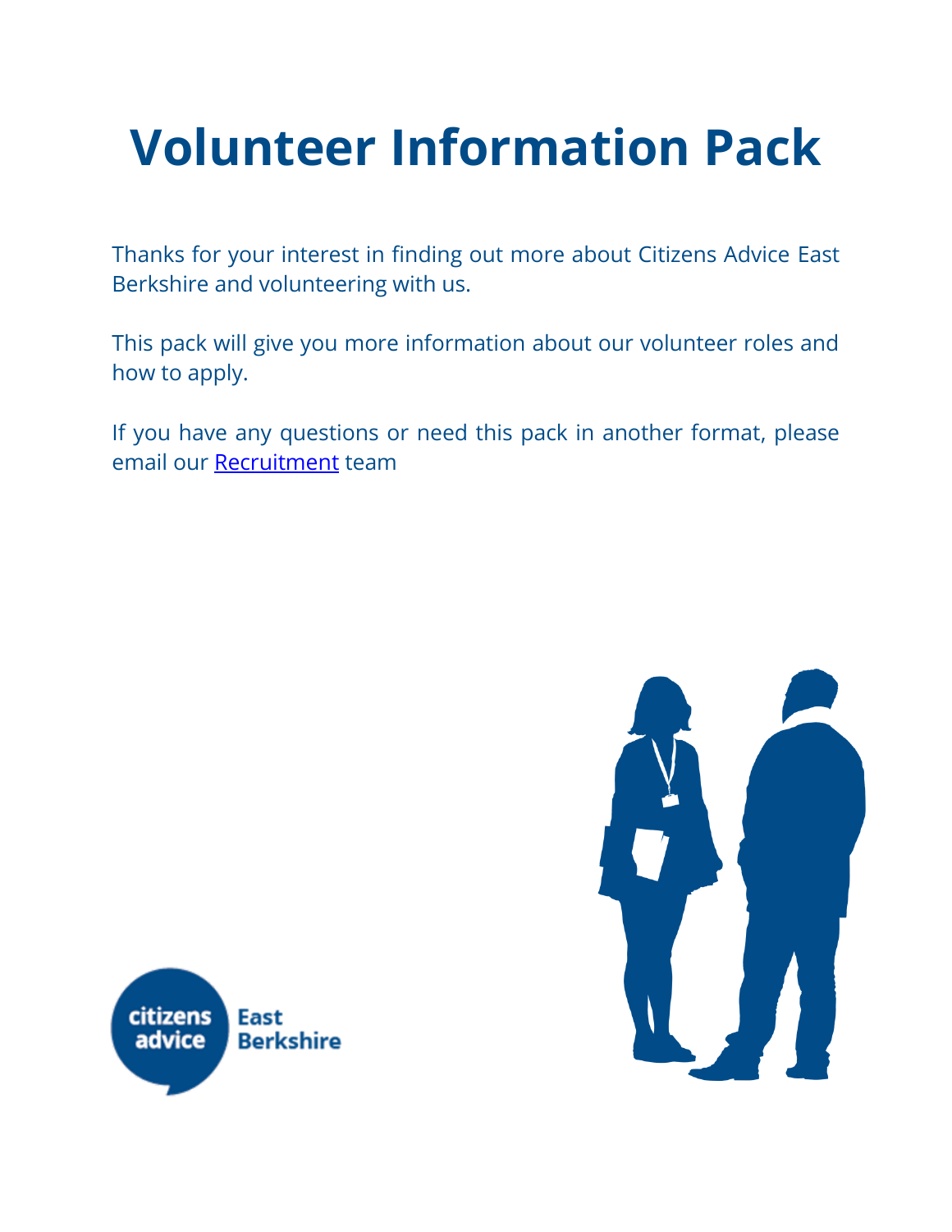# Volunteer Information Pack

Thanks for your interest in finding out more about Citizens Advice East Berkshire and volunteering with us.

This pack will give you more information about our volunteer roles and how to apply.

If you have any questions or need this pack in another format, please email our Recruitment team

citizens advice East Berkshire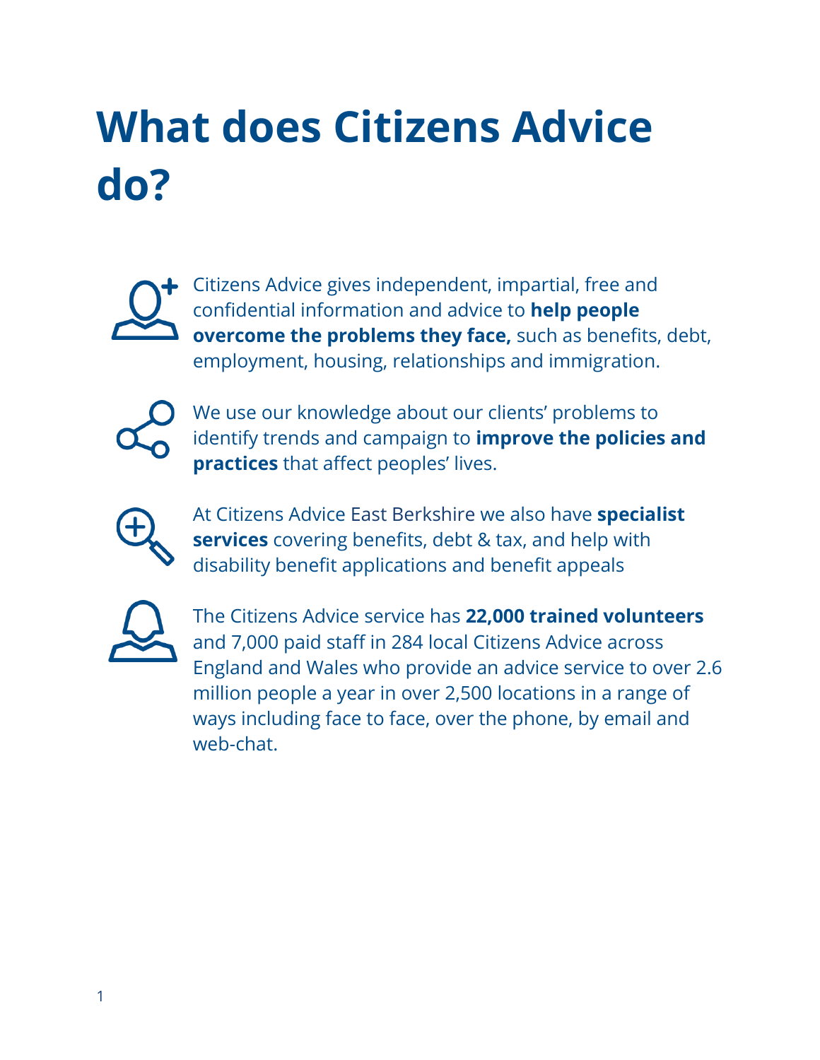# What does Citizens Advice do?

Citizens Advice gives independent, impartial, free and confidential information and advice to **help people overcome the problems they face,** such as benefits, debt, employment, housing, relationships and immigration.

We use our knowledge about our clients' problems to identify trends and campaign to **improve the policies and practices** that affect peoples' lives.

At Citizens Advice East Berkshire we also have **specialist services** covering benefits, debt & tax, and help with disability benefit applications and benefit appeals

The Citizens Advice service has **22,000 trained volunteers** and 7,000 paid staff in 284 local Citizens Advice across England and Wales who provide an advice service to over 2.6 million people a year in over 2,500 locations in a range of ways including face to face, over the phone, by email and web-chat.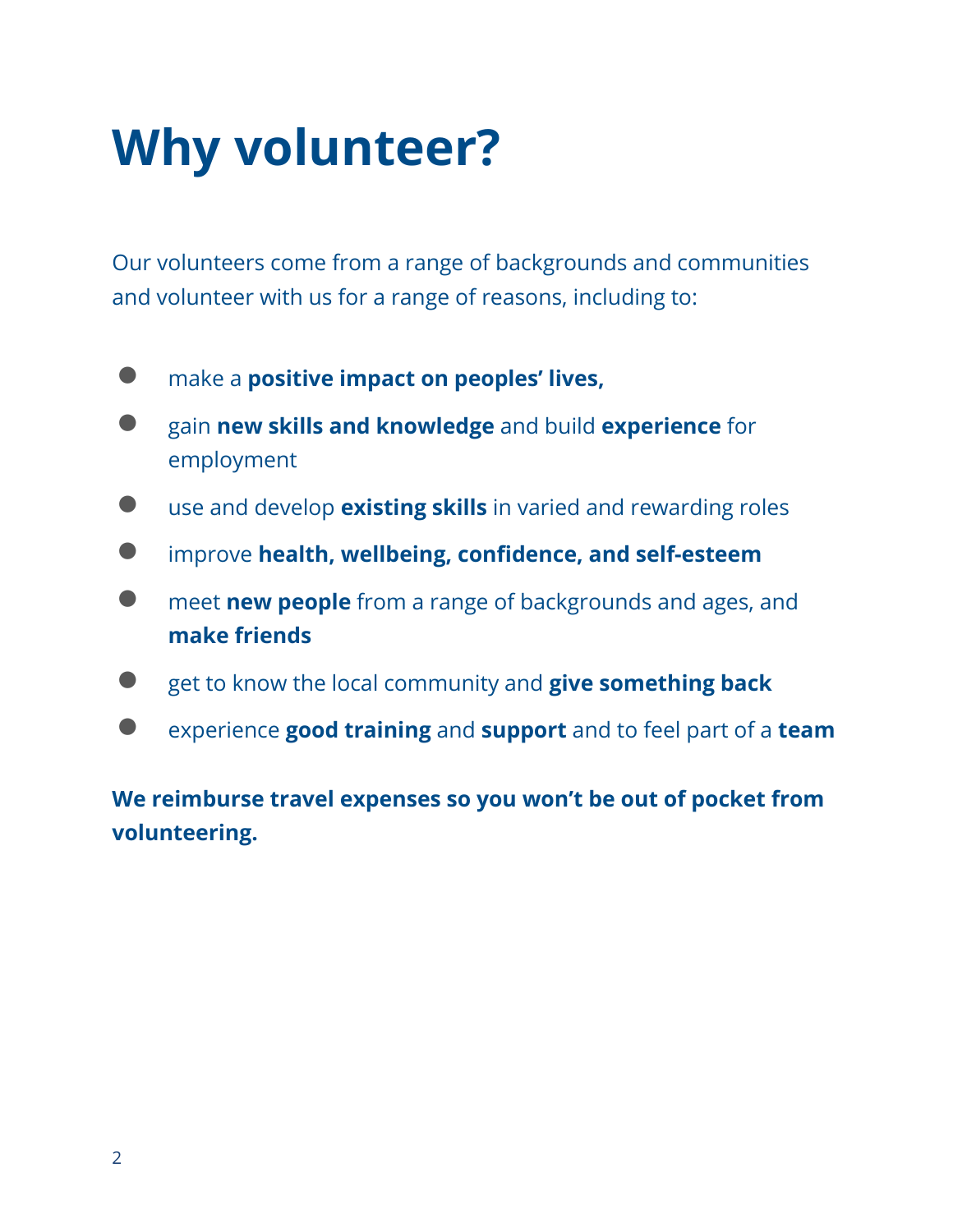# Why volunteer?

Our volunteers come from a range of backgrounds and communities and volunteer with us for a range of reasons, including to:

- make a **positive impact on peoples' lives,**
- gain **new skills and knowledge** and build **experience** for employment
- use and develop **existing skills** in varied and rewarding roles
- improve **health, wellbeing, confidence, and self-esteem**
- meet **new people** from a range of backgrounds and ages, and **make friends**
- get to know the local community and **give something back**
- experience **good training** and **support** and to feel part of a **team**

**We reimburse travel expenses so you won't be out of pocket from volunteering.**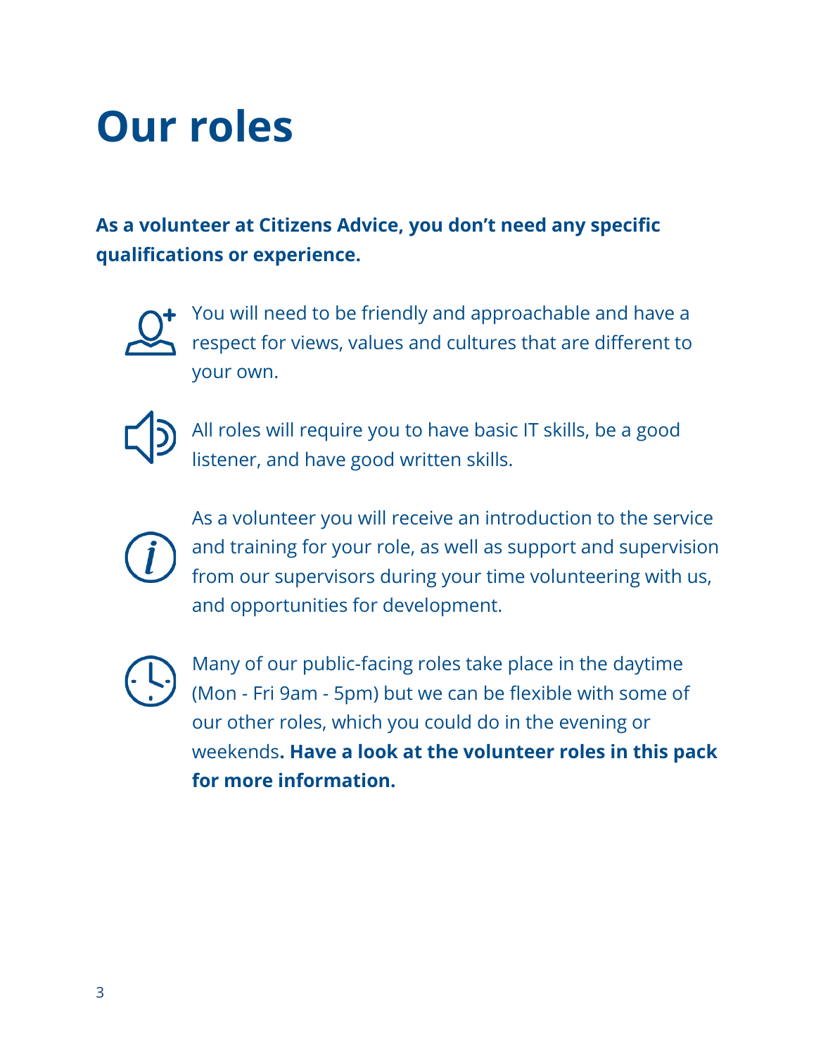# Our roles

**As a volunteer at Citizens Advice, you don't need any specific qualifications or experience.**

You will need to be friendly and approachable and have a respect for views, values and cultures that are different to your own.

All roles will require you to have basic IT skills, be a good listener, and have good written skills.

As a volunteer you will receive an introduction to the service and training for your role, as well as support and supervision from our supervisors during your time volunteering with us, and opportunities for development.

Many of our public-facing roles take place in the daytime (Mon - Fri 9am - 5pm) but we can be flexible with some of our other roles, which you could do in the evening or weekends**. Have a look at the volunteer roles in this pack for more information.**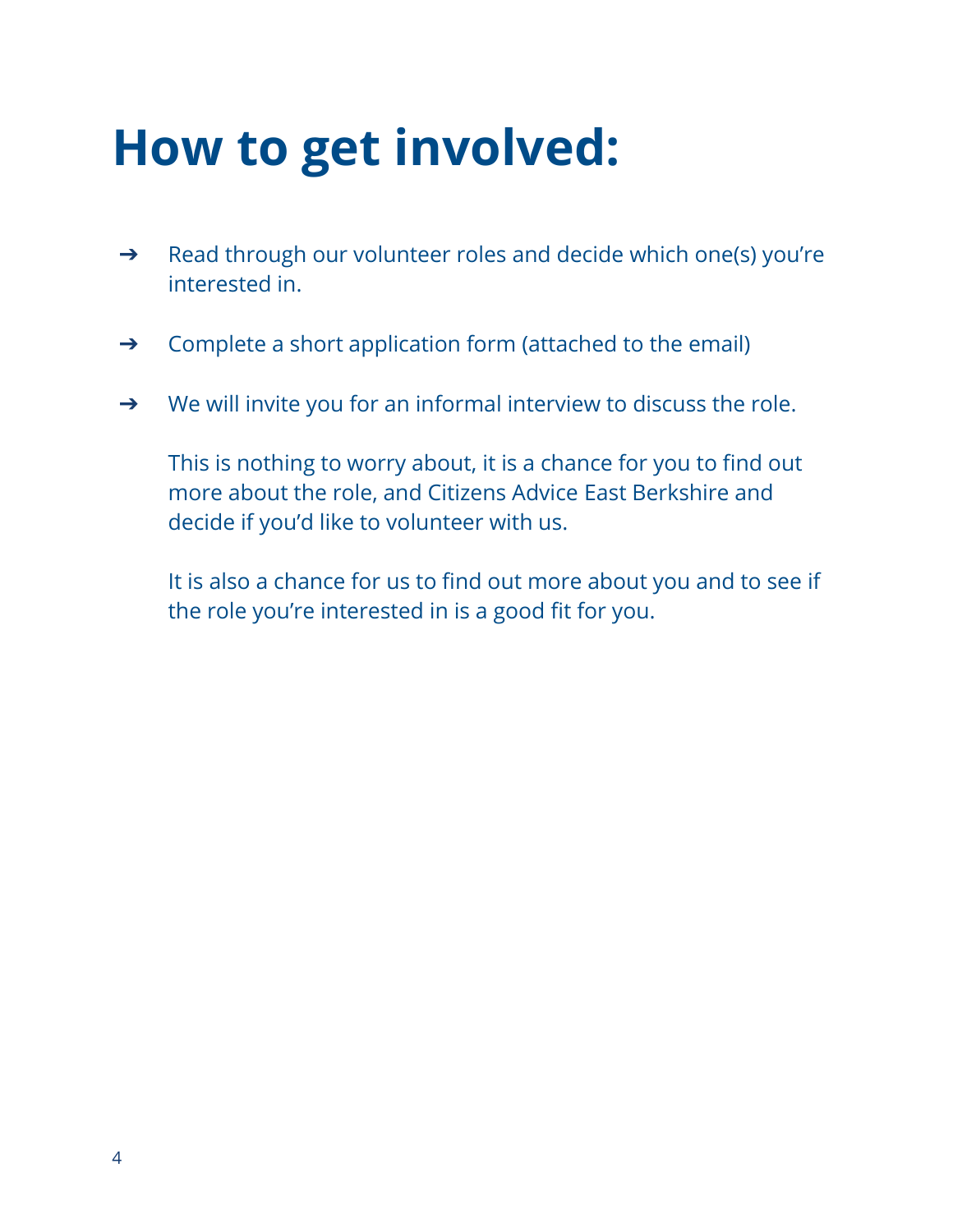# How to get involved:

- Read through our volunteer roles and decide which one(s) you're interested in.

- Complete a short application form (attached to the email)

- We will invite you for an informal interview to discuss the role.

  This is nothing to worry about, it is a chance for you to find out more about the role, and Citizens Advice East Berkshire and decide if you'd like to volunteer with us.

  It is also a chance for us to find out more about you and to see if the role you're interested in is a good fit for you.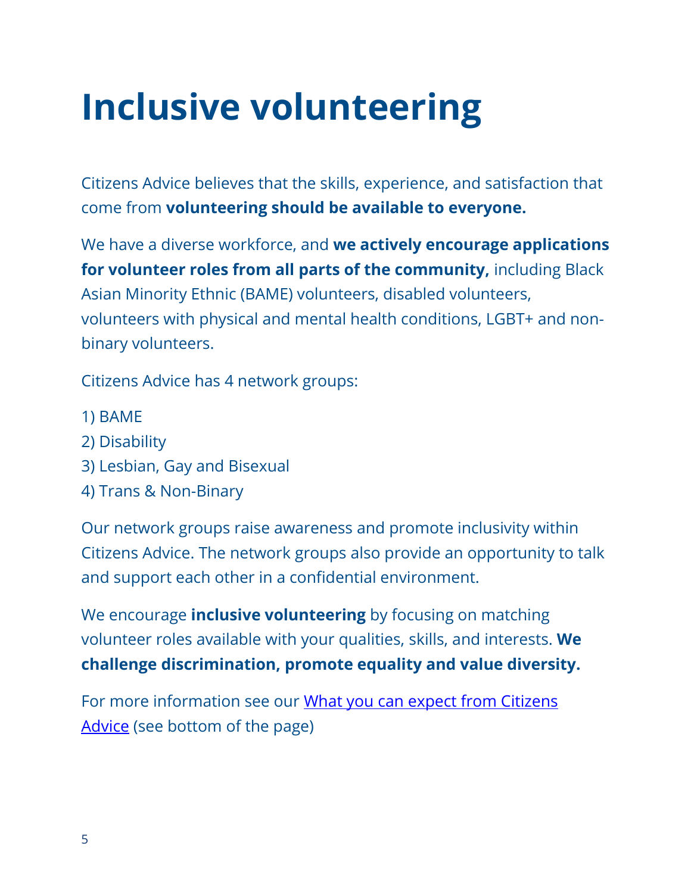# Inclusive volunteering

Citizens Advice believes that the skills, experience, and satisfaction that come from **volunteering should be available to everyone.**

We have a diverse workforce, and **we actively encourage applications for volunteer roles from all parts of the community,** including Black Asian Minority Ethnic (BAME) volunteers, disabled volunteers, volunteers with physical and mental health conditions, LGBT+ and non-binary volunteers.

Citizens Advice has 4 network groups:

1) BAME
2) Disability
3) Lesbian, Gay and Bisexual
4) Trans & Non-Binary

Our network groups raise awareness and promote inclusivity within Citizens Advice. The network groups also provide an opportunity to talk and support each other in a confidential environment.

We encourage **inclusive volunteering** by focusing on matching volunteer roles available with your qualities, skills, and interests. **We challenge discrimination, promote equality and value diversity.**

For more information see our [What you can expect from Citizens Advice]() (see bottom of the page)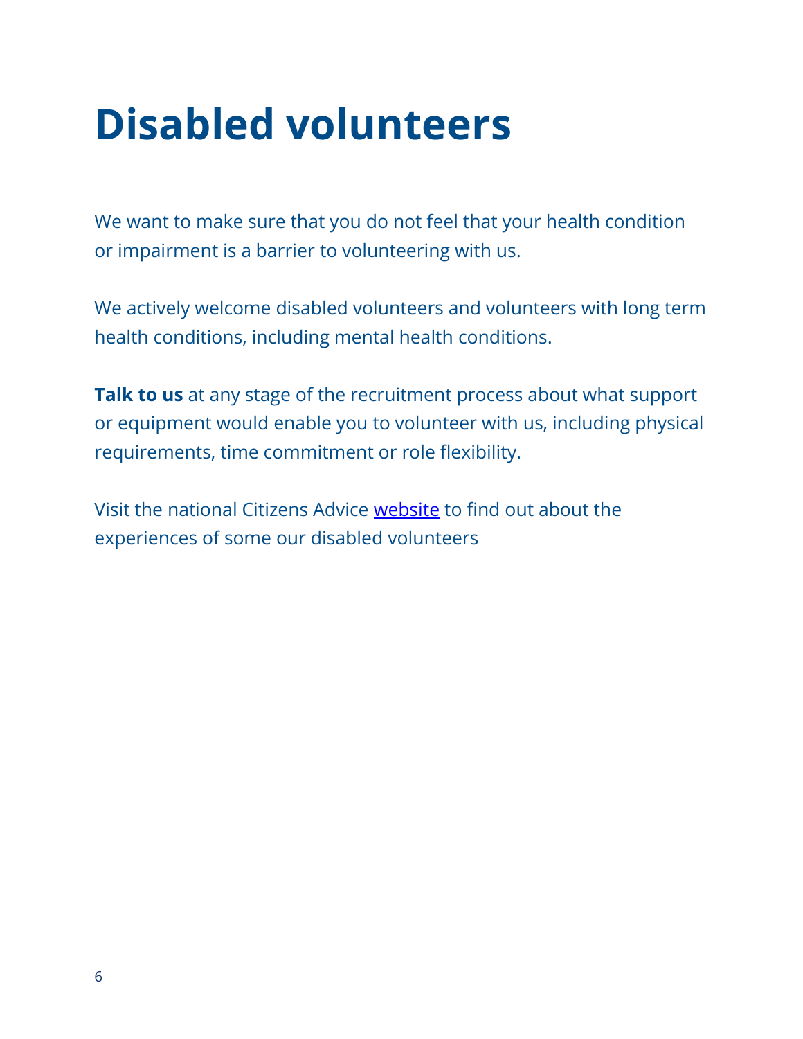# Disabled volunteers

We want to make sure that you do not feel that your health condition or impairment is a barrier to volunteering with us.

We actively welcome disabled volunteers and volunteers with long term health conditions, including mental health conditions.

**Talk to us** at any stage of the recruitment process about what support or equipment would enable you to volunteer with us, including physical requirements, time commitment or role flexibility.

Visit the national Citizens Advice website to find out about the experiences of some our disabled volunteers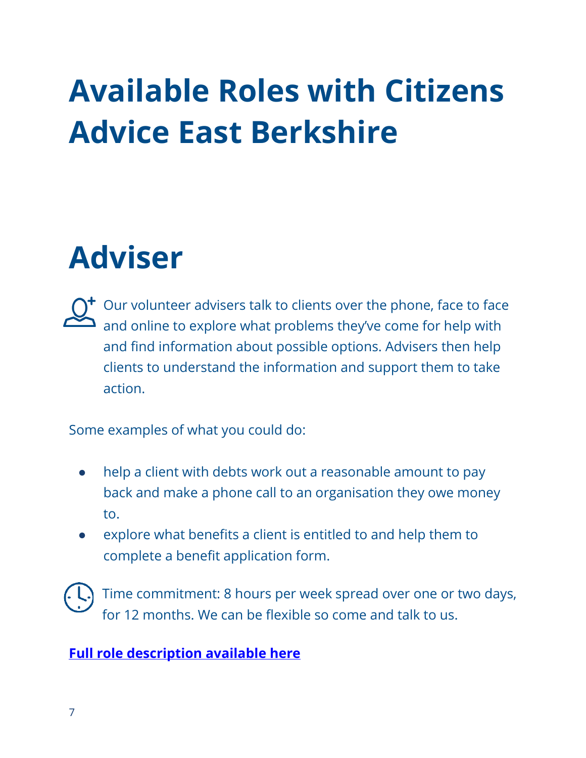# Available Roles with Citizens Advice East Berkshire

## Adviser

Our volunteer advisers talk to clients over the phone, face to face and online to explore what problems they've come for help with and find information about possible options. Advisers then help clients to understand the information and support them to take action.

Some examples of what you could do:

- help a client with debts work out a reasonable amount to pay back and make a phone call to an organisation they owe money to.
- explore what benefits a client is entitled to and help them to complete a benefit application form.

Time commitment: 8 hours per week spread over one or two days, for 12 months. We can be flexible so come and talk to us.

**Full role description available here**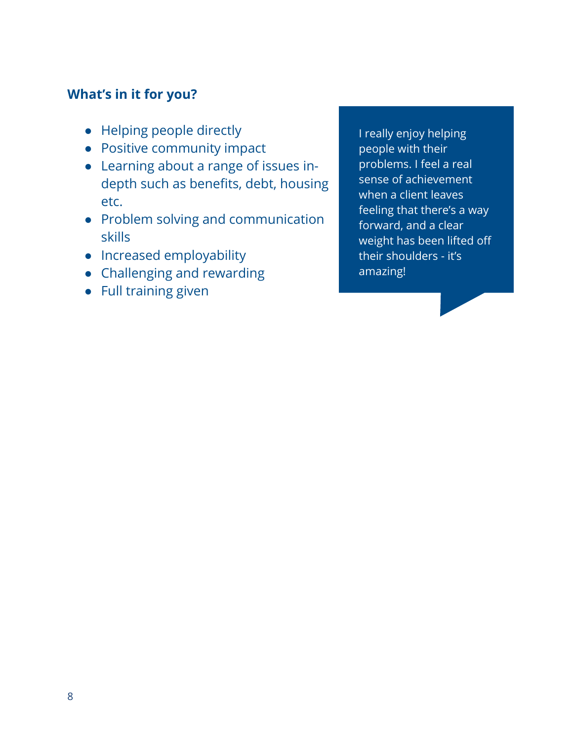### What's in it for you?

- Helping people directly
- Positive community impact
- Learning about a range of issues in-depth such as benefits, debt, housing etc.
- Problem solving and communication skills
- Increased employability
- Challenging and rewarding
- Full training given

> I really enjoy helping people with their problems. I feel a real sense of achievement when a client leaves feeling that there's a way forward, and a clear weight has been lifted off their shoulders - it's amazing!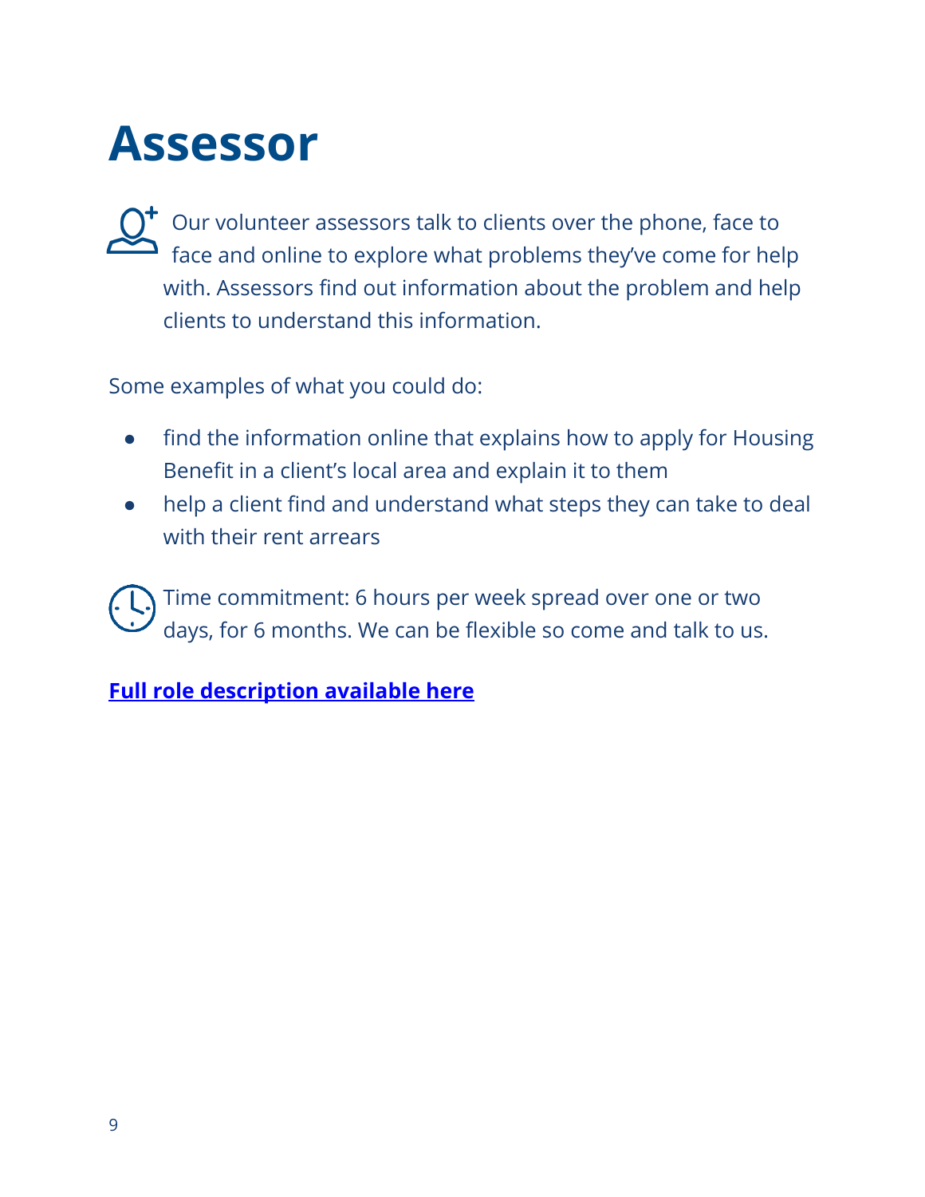# Assessor

Our volunteer assessors talk to clients over the phone, face to face and online to explore what problems they've come for help with. Assessors find out information about the problem and help clients to understand this information.

Some examples of what you could do:

- find the information online that explains how to apply for Housing Benefit in a client's local area and explain it to them
- help a client find and understand what steps they can take to deal with their rent arrears

Time commitment: 6 hours per week spread over one or two days, for 6 months. We can be flexible so come and talk to us.

**Full role description available here**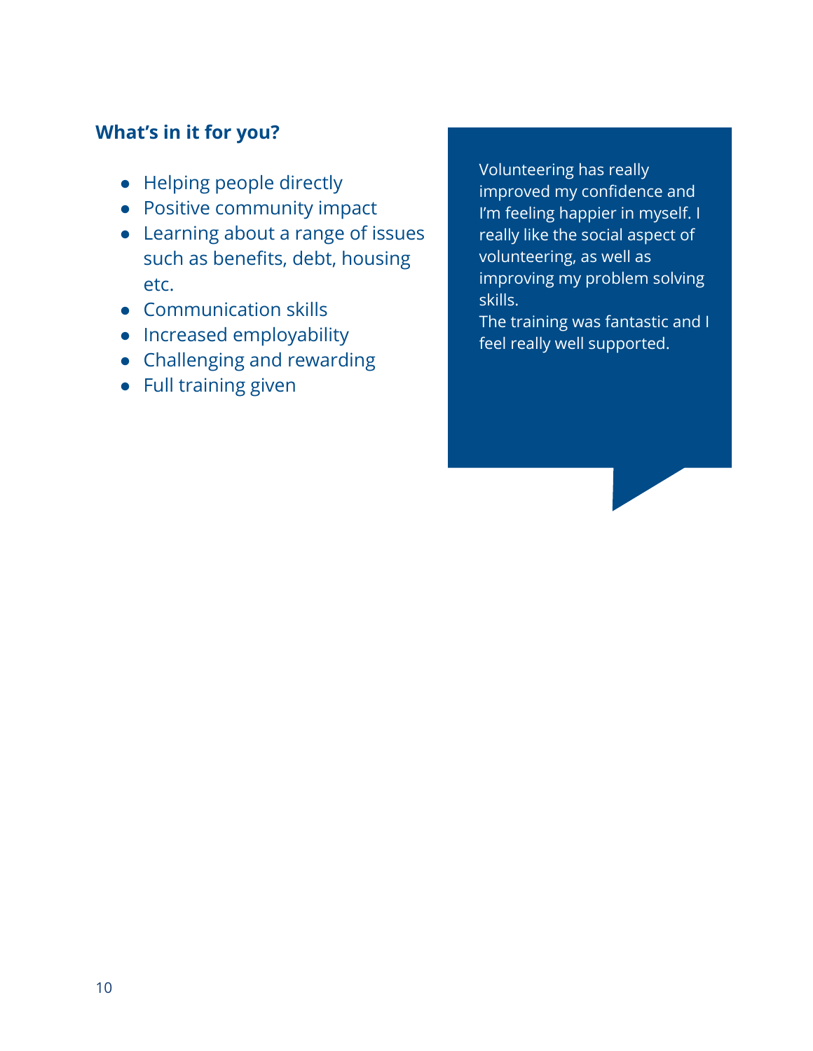### What's in it for you?

- Helping people directly
- Positive community impact
- Learning about a range of issues such as benefits, debt, housing etc.
- Communication skills
- Increased employability
- Challenging and rewarding
- Full training given

Volunteering has really improved my confidence and I'm feeling happier in myself. I really like the social aspect of volunteering, as well as improving my problem solving skills.
The training was fantastic and I feel really well supported.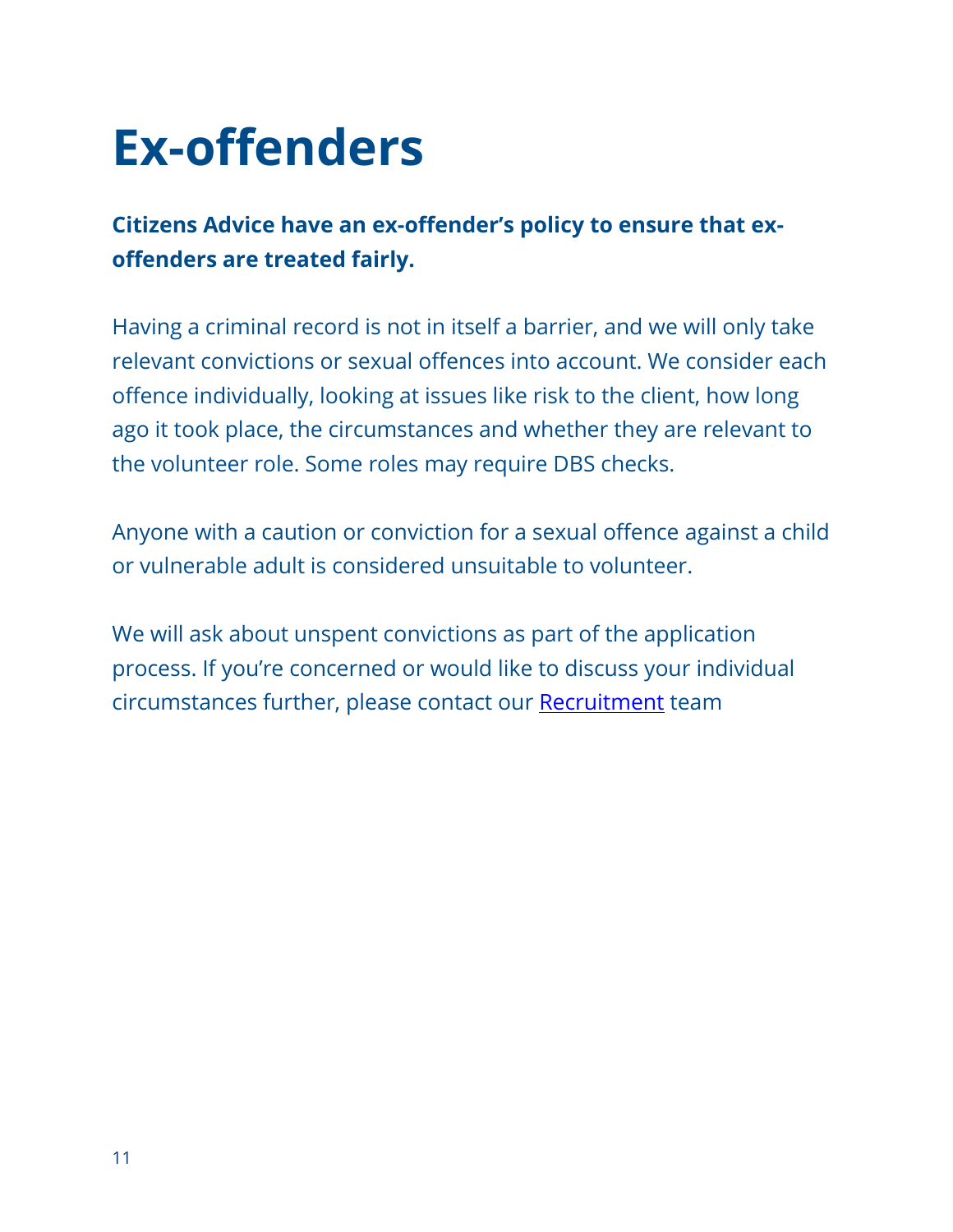# Ex-offenders

**Citizens Advice have an ex-offender's policy to ensure that ex-offenders are treated fairly.**

Having a criminal record is not in itself a barrier, and we will only take relevant convictions or sexual offences into account. We consider each offence individually, looking at issues like risk to the client, how long ago it took place, the circumstances and whether they are relevant to the volunteer role. Some roles may require DBS checks.

Anyone with a caution or conviction for a sexual offence against a child or vulnerable adult is considered unsuitable to volunteer.

We will ask about unspent convictions as part of the application process. If you're concerned or would like to discuss your individual circumstances further, please contact our Recruitment team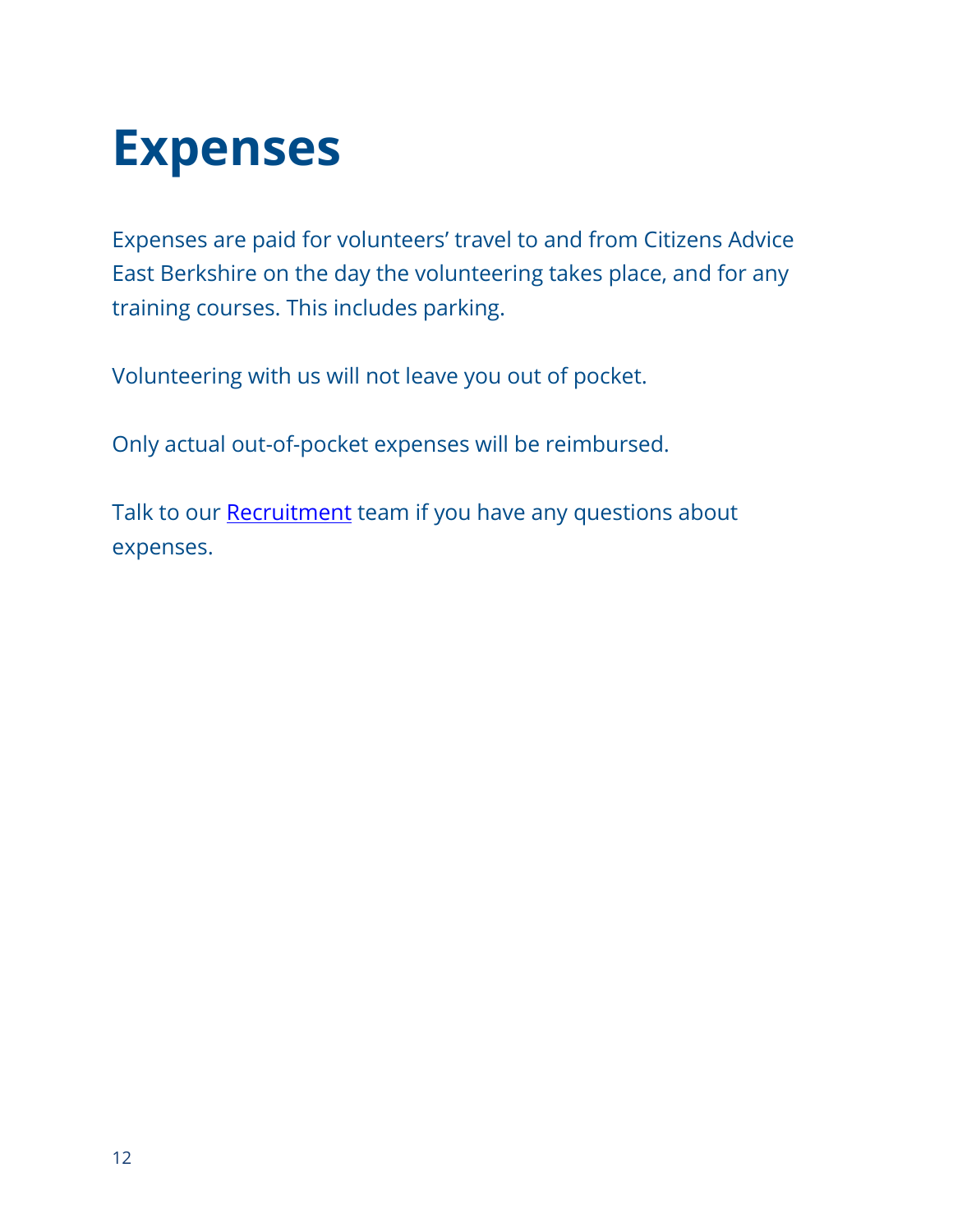# Expenses

Expenses are paid for volunteers' travel to and from Citizens Advice East Berkshire on the day the volunteering takes place, and for any training courses. This includes parking.

Volunteering with us will not leave you out of pocket.

Only actual out-of-pocket expenses will be reimbursed.

Talk to our Recruitment team if you have any questions about expenses.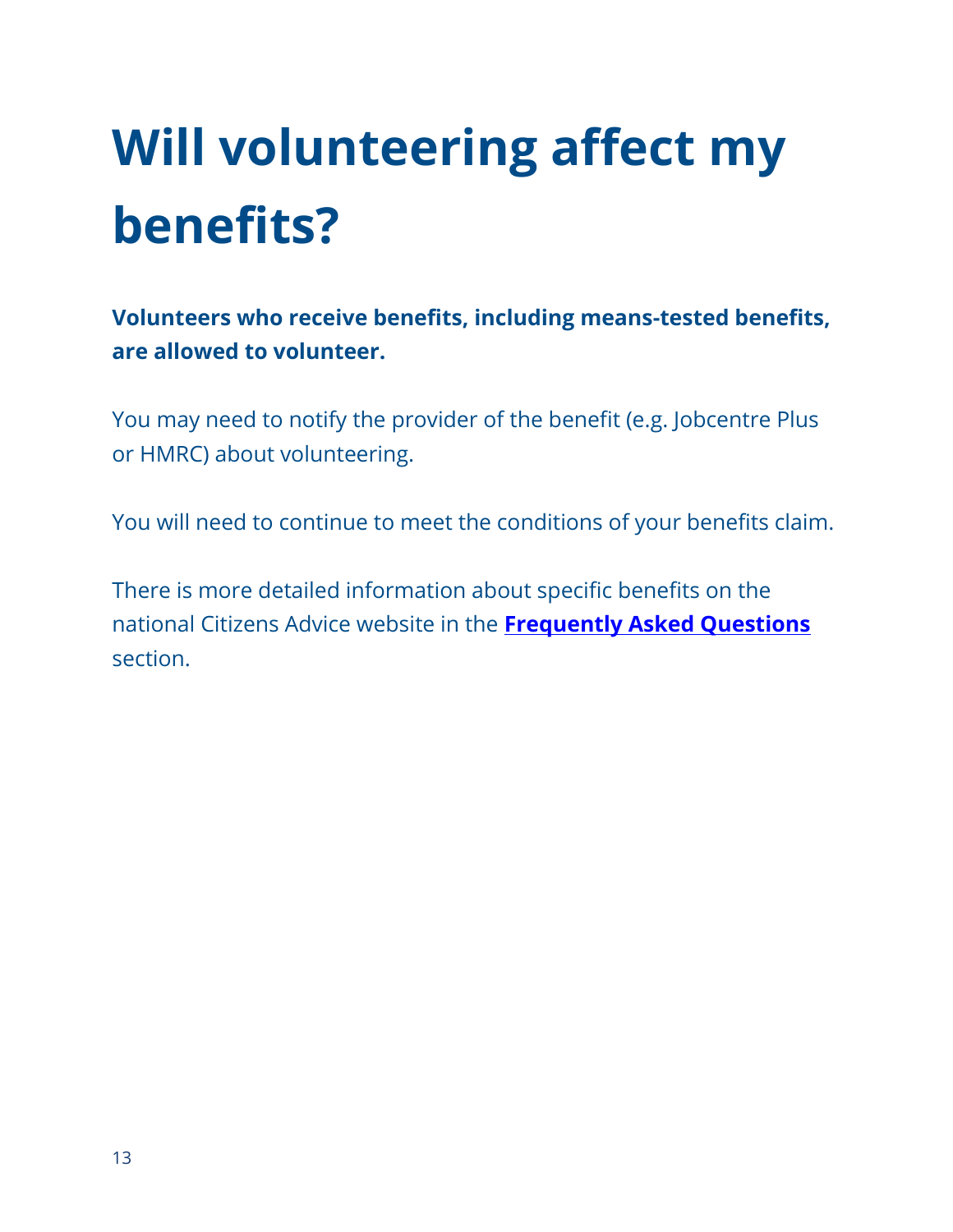# Will volunteering affect my benefits?

**Volunteers who receive benefits, including means-tested benefits, are allowed to volunteer.**

You may need to notify the provider of the benefit (e.g. Jobcentre Plus or HMRC) about volunteering.

You will need to continue to meet the conditions of your benefits claim.

There is more detailed information about specific benefits on the national Citizens Advice website in the **Frequently Asked Questions** section.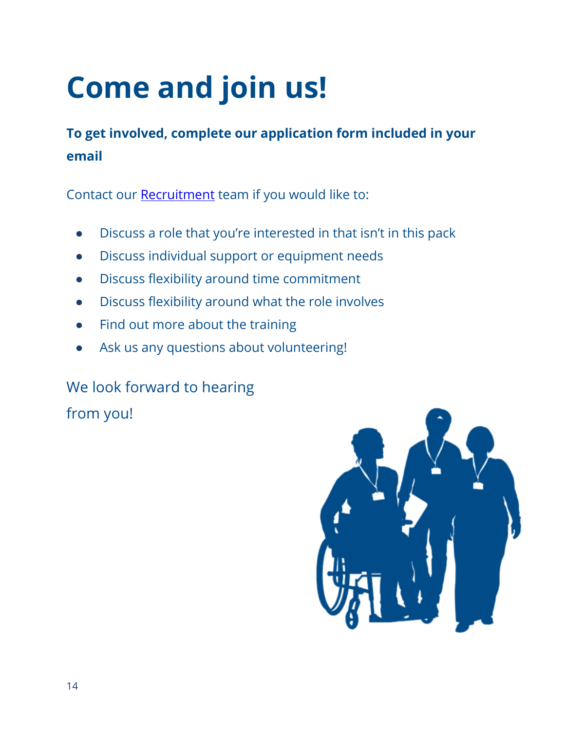# Come and join us!

**To get involved, complete our application form included in your email**

Contact our Recruitment team if you would like to:

- Discuss a role that you're interested in that isn't in this pack
- Discuss individual support or equipment needs
- Discuss flexibility around time commitment
- Discuss flexibility around what the role involves
- Find out more about the training
- Ask us any questions about volunteering!

We look forward to hearing from you!